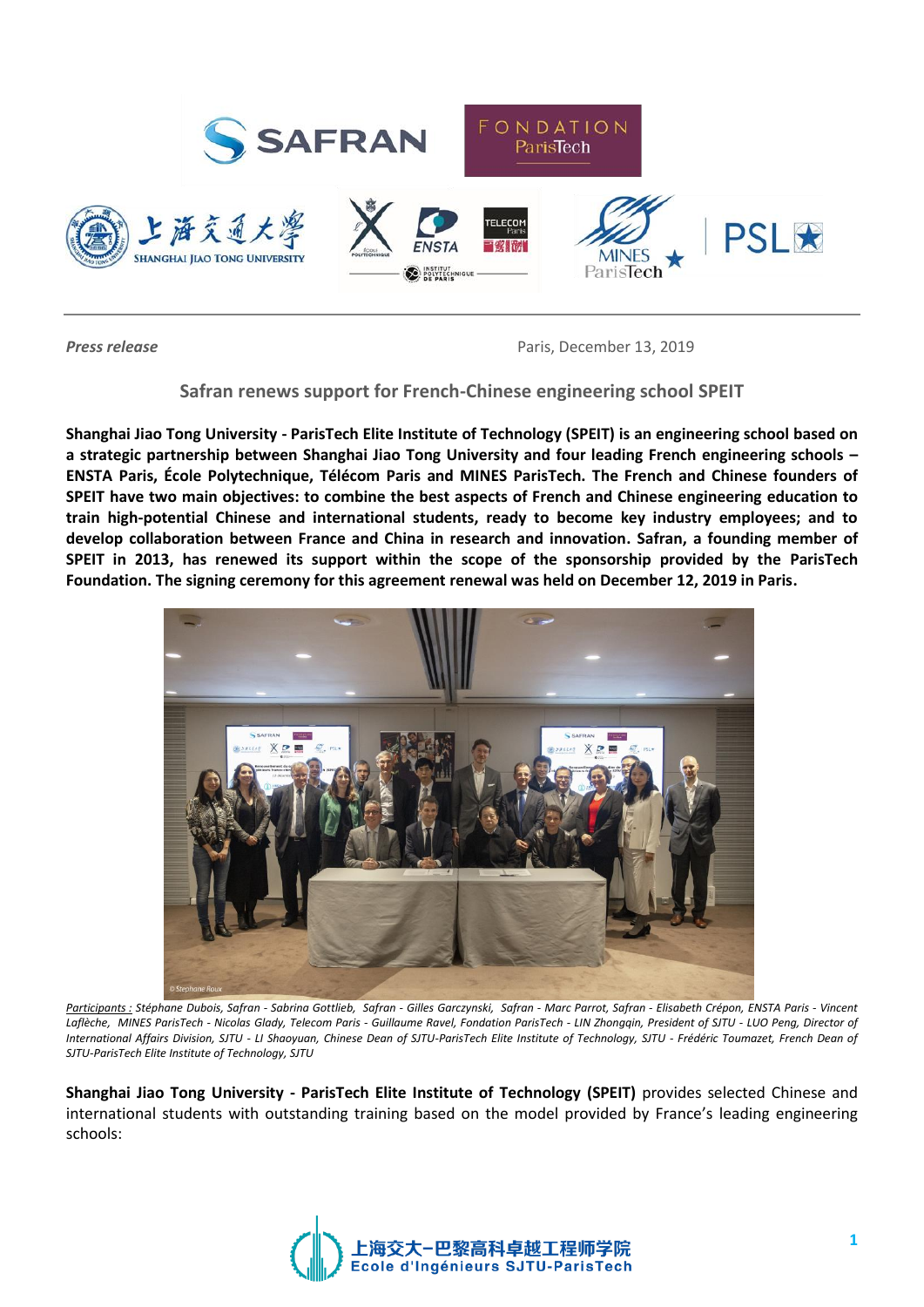*Press release* Paris, December 13, 2019

## Safran renews support for French-Chinese engineering school SPEIT

**Shanghai Jiao Tong University - ParisTech Elite Institute of Technology (SPEIT) is an engineering school based on a strategic partnership between Shanghai Jiao Tong University and four leading French engineering schools – ENSTA Paris, École Polytechnique, Télécom Paris and MINES ParisTech. The French and Chinese founders of SPEIT have two main objectives: to combine the best aspects of French and Chinese engineering education to train high-potential Chinese and international students, ready to become key industry employees; and to develop collaboration between France and China in research and innovation. Safran, a founding member of SPEIT in 2013, has renewed its support within the scope of the sponsorship provided by the ParisTech Foundation. The signing ceremony for this agreement renewal was held on December 12, 2019 in Paris.**

© Stephane Roux

*Participants : Stéphane Dubois, Safran - Sabrina Gottlieb, Safran - Gilles Garczynski, Safran - Marc Parrot, Safran - Elisabeth Crépon, ENSTA Paris - Vincent Laflèche, MINES ParisTech - Nicolas Glady, Telecom Paris - Guillaume Ravel, Fondation ParisTech - LIN Zhongqin, President of SJTU - LUO Peng, Director of International Affairs Division, SJTU - LI Shaoyuan, Chinese Dean of SJTU-ParisTech Elite Institute of Technology, SJTU - Frédéric Toumazet, French Dean of SJTU-ParisTech Elite Institute of Technology, SJTU*

**Shanghai Jiao Tong University - ParisTech Elite Institute of Technology (SPEIT)** provides selected Chinese and international students with outstanding training based on the model provided by France's leading engineering schools: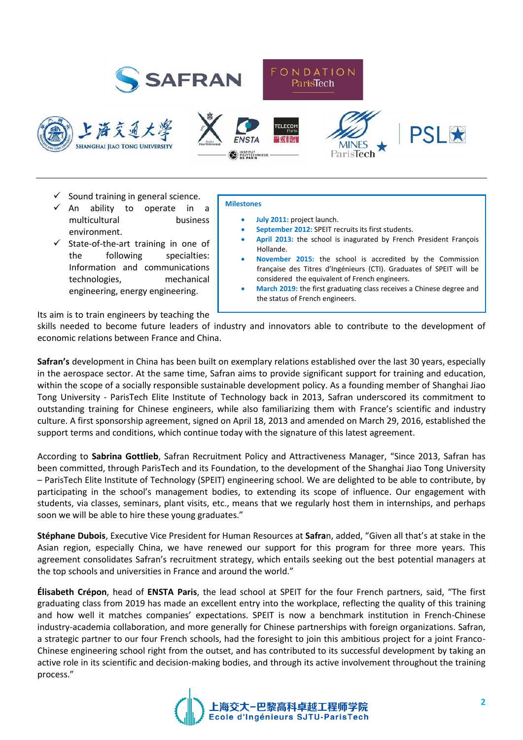- ✓ Sound training in general science.
- ✓ An ability to operate in a multicultural business environment.
- ✓ State-of-the-art training in one of the following specialties: Information and communications technologies, mechanical engineering, energy engineering.

**Milestones**

- **July 2011:** project launch.
- **September 2012:** SPEIT recruits its first students.
- **April 2013:** the school is inagurated by French President François Hollande.
- **November 2015:** the school is accredited by the Commission française des Titres d'Ingénieurs (CTI). Graduates of SPEIT will be considered the equivalent of French engineers.
- **March 2019:** the first graduating class receives a Chinese degree and the status of French engineers.

Its aim is to train engineers by teaching the skills needed to become future leaders of industry and innovators able to contribute to the development of economic relations between France and China.

**Safran's** development in China has been built on exemplary relations established over the last 30 years, especially in the aerospace sector. At the same time, Safran aims to provide significant support for training and education, within the scope of a socially responsible sustainable development policy. As a founding member of Shanghai Jiao Tong University - ParisTech Elite Institute of Technology back in 2013, Safran underscored its commitment to outstanding training for Chinese engineers, while also familiarizing them with France's scientific and industry culture. A first sponsorship agreement, signed on April 18, 2013 and amended on March 29, 2016, established the support terms and conditions, which continue today with the signature of this latest agreement.

According to **Sabrina Gottlieb**, Safran Recruitment Policy and Attractiveness Manager, "Since 2013, Safran has been committed, through ParisTech and its Foundation, to the development of the Shanghai Jiao Tong University – ParisTech Elite Institute of Technology (SPEIT) engineering school. We are delighted to be able to contribute, by participating in the school's management bodies, to extending its scope of influence. Our engagement with students, via classes, seminars, plant visits, etc., means that we regularly host them in internships, and perhaps soon we will be able to hire these young graduates."

**Stéphane Dubois**, Executive Vice President for Human Resources at **Safran**, added, "Given all that's at stake in the Asian region, especially China, we have renewed our support for this program for three more years. This agreement consolidates Safran's recruitment strategy, which entails seeking out the best potential managers at the top schools and universities in France and around the world."

**Élisabeth Crépon**, head of **ENSTA Paris**, the lead school at SPEIT for the four French partners, said, "The first graduating class from 2019 has made an excellent entry into the workplace, reflecting the quality of this training and how well it matches companies' expectations. SPEIT is now a benchmark institution in French-Chinese industry-academia collaboration, and more generally for Chinese partnerships with foreign organizations. Safran, a strategic partner to our four French schools, had the foresight to join this ambitious project for a joint Franco-Chinese engineering school right from the outset, and has contributed to its successful development by taking an active role in its scientific and decision-making bodies, and through its active involvement throughout the training process."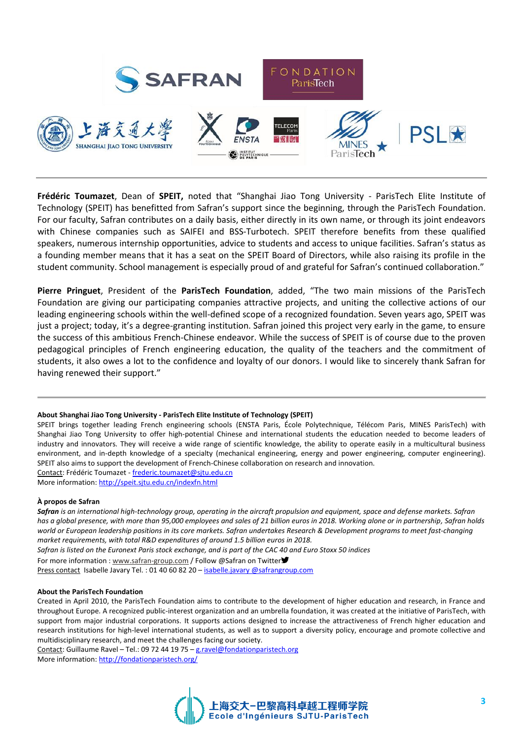**Frédéric Toumazet**, Dean of **SPEIT,** noted that "Shanghai Jiao Tong University - ParisTech Elite Institute of Technology (SPEIT) has benefitted from Safran's support since the beginning, through the ParisTech Foundation. For our faculty, Safran contributes on a daily basis, either directly in its own name, or through its joint endeavors with Chinese companies such as SAIFEI and BSS-Turbotech. SPEIT therefore benefits from these qualified speakers, numerous internship opportunities, advice to students and access to unique facilities. Safran's status as a founding member means that it has a seat on the SPEIT Board of Directors, while also raising its profile in the student community. School management is especially proud of and grateful for Safran's continued collaboration."

**Pierre Pringuet**, President of the **ParisTech Foundation**, added, "The two main missions of the ParisTech Foundation are giving our participating companies attractive projects, and uniting the collective actions of our leading engineering schools within the well-defined scope of a recognized foundation. Seven years ago, SPEIT was just a project; today, it's a degree-granting institution. Safran joined this project very early in the game, to ensure the success of this ambitious French-Chinese endeavor. While the success of SPEIT is of course due to the proven pedagogical principles of French engineering education, the quality of the teachers and the commitment of students, it also owes a lot to the confidence and loyalty of our donors. I would like to sincerely thank Safran for having renewed their support."

---

**About Shanghai Jiao Tong University - ParisTech Elite Institute of Technology (SPEIT)**

SPEIT brings together leading French engineering schools (ENSTA Paris, École Polytechnique, Télécom Paris, MINES ParisTech) with Shanghai Jiao Tong University to offer high-potential Chinese and international students the education needed to become leaders of industry and innovators. They will receive a wide range of scientific knowledge, the ability to operate easily in a multicultural business environment, and in-depth knowledge of a specialty (mechanical engineering, energy and power engineering, computer engineering). SPEIT also aims to support the development of French-Chinese collaboration on research and innovation.

Contact: Frédéric Toumazet - frederic.toumazet@sjtu.edu.cn

More information: http://speit.sjtu.edu.cn/indexfn.html

**À propos de Safran**

***Safran*** *is an international high-technology group, operating in the aircraft propulsion and equipment, space and defense markets. Safran has a global presence, with more than 95,000 employees and sales of 21 billion euros in 2018. Working alone or in partnership, Safran holds world or European leadership positions in its core markets. Safran undertakes Research & Development programs to meet fast-changing market requirements, with total R&D expenditures of around 1.5 billion euros in 2018.*

*Safran is listed on the Euronext Paris stock exchange, and is part of the CAC 40 and Euro Stoxx 50 indices*

For more information : www.safran-group.com / Follow @Safran on Twitter

Press contact Isabelle Javary Tel. : 01 40 60 82 20 – isabelle.javary @safrangroup.com

**About the ParisTech Foundation**

Created in April 2010, the ParisTech Foundation aims to contribute to the development of higher education and research, in France and throughout Europe. A recognized public-interest organization and an umbrella foundation, it was created at the initiative of ParisTech, with support from major industrial corporations. It supports actions designed to increase the attractiveness of French higher education and research institutions for high-level international students, as well as to support a diversity policy, encourage and promote collective and multidisciplinary research, and meet the challenges facing our society.

Contact: Guillaume Ravel – Tel.: 09 72 44 19 75 – g.ravel@fondationparistech.org

More information: http://fondationparistech.org/